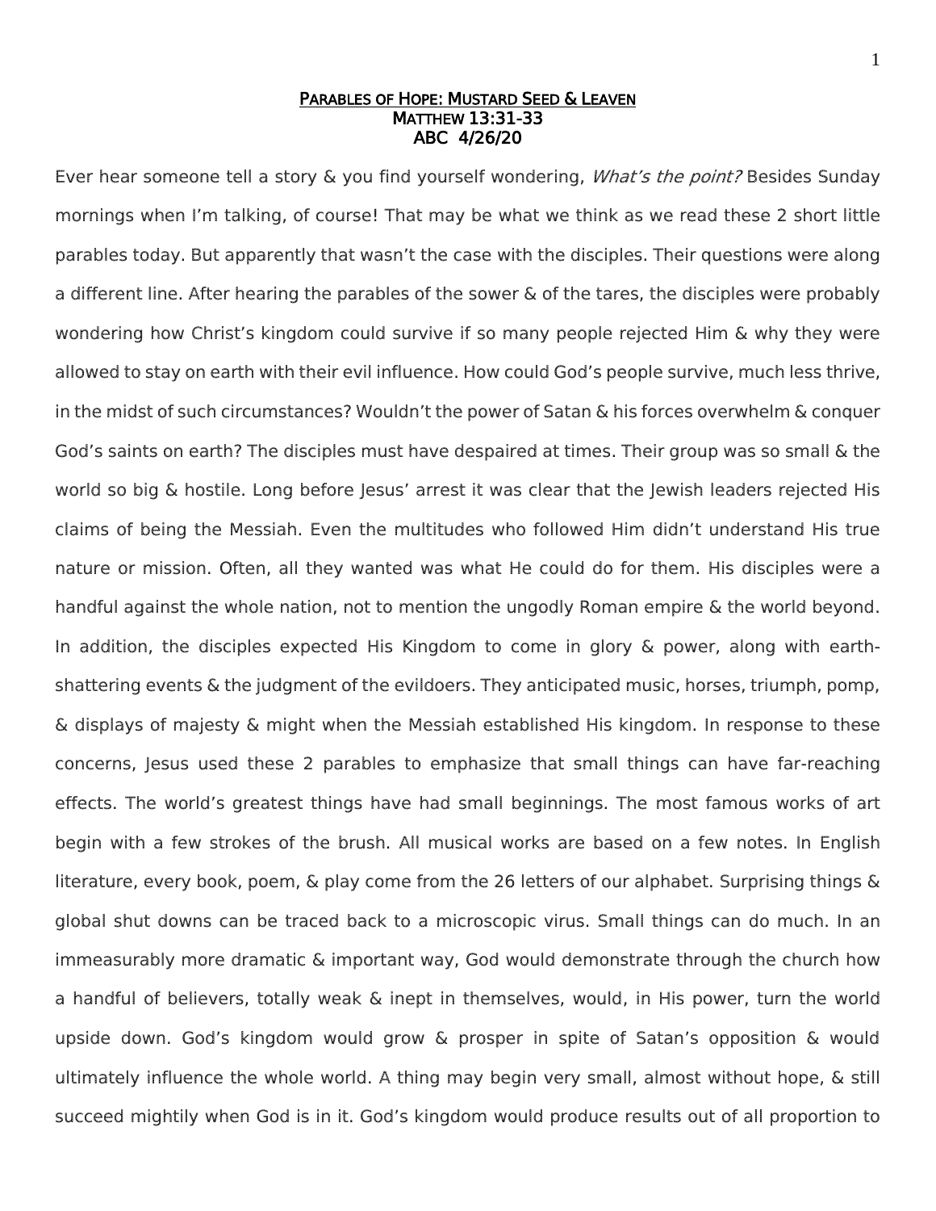# Parables of Hope: Mustard Seed & Leaven

**Matthew 13:31-33**

**ABC 4/26/20**

Ever hear someone tell a story & you find yourself wondering, *What's the point?* Besides Sunday mornings when I'm talking, of course! That may be what we think as we read these 2 short little parables today. But apparently that wasn't the case with the disciples. Their questions were along a different line. After hearing the parables of the sower & of the tares, the disciples were probably wondering how Christ's kingdom could survive if so many people rejected Him & why they were allowed to stay on earth with their evil influence. How could God's people survive, much less thrive, in the midst of such circumstances? Wouldn't the power of Satan & his forces overwhelm & conquer God's saints on earth? The disciples must have despaired at times. Their group was so small & the world so big & hostile. Long before Jesus' arrest it was clear that the Jewish leaders rejected His claims of being the Messiah. Even the multitudes who followed Him didn't understand His true nature or mission. Often, all they wanted was what He could do for them. His disciples were a handful against the whole nation, not to mention the ungodly Roman empire & the world beyond. In addition, the disciples expected His Kingdom to come in glory & power, along with earth-shattering events & the judgment of the evildoers. They anticipated music, horses, triumph, pomp, & displays of majesty & might when the Messiah established His kingdom. In response to these concerns, Jesus used these 2 parables to emphasize that small things can have far-reaching effects. The world's greatest things have had small beginnings. The most famous works of art begin with a few strokes of the brush. All musical works are based on a few notes. In English literature, every book, poem, & play come from the 26 letters of our alphabet. Surprising things & global shut downs can be traced back to a microscopic virus. Small things can do much. In an immeasurably more dramatic & important way, God would demonstrate through the church how a handful of believers, totally weak & inept in themselves, would, in His power, turn the world upside down. God's kingdom would grow & prosper in spite of Satan's opposition & would ultimately influence the whole world. A thing may begin very small, almost without hope, & still succeed mightily when God is in it. God's kingdom would produce results out of all proportion to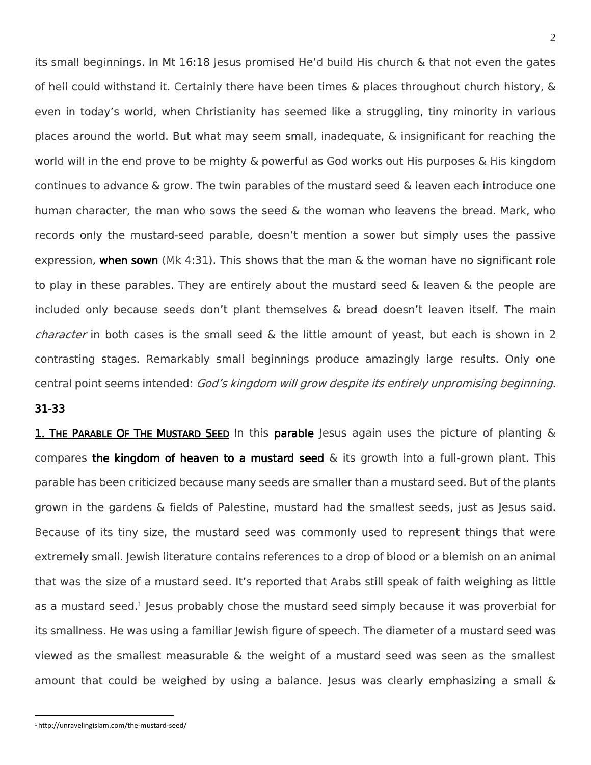its small beginnings. In Mt 16:18 Jesus promised He'd build His church & that not even the gates of hell could withstand it. Certainly there have been times & places throughout church history, & even in today's world, when Christianity has seemed like a struggling, tiny minority in various places around the world. But what may seem small, inadequate, & insignificant for reaching the world will in the end prove to be mighty & powerful as God works out His purposes & His kingdom continues to advance & grow. The twin parables of the mustard seed & leaven each introduce one human character, the man who sows the seed & the woman who leavens the bread. Mark, who records only the mustard-seed parable, doesn't mention a sower but simply uses the passive expression, **when sown** (Mk 4:31). This shows that the man & the woman have no significant role to play in these parables. They are entirely about the mustard seed & leaven & the people are included only because seeds don't plant themselves & bread doesn't leaven itself. The main *character* in both cases is the small seed & the little amount of yeast, but each is shown in 2 contrasting stages. Remarkably small beginnings produce amazingly large results. Only one central point seems intended: *God's kingdom will grow despite its entirely unpromising beginning*.

**31-33**

**1. THE PARABLE OF THE MUSTARD SEED** In this **parable** Jesus again uses the picture of planting & compares **the kingdom of heaven to a mustard seed** & its growth into a full-grown plant. This parable has been criticized because many seeds are smaller than a mustard seed. But of the plants grown in the gardens & fields of Palestine, mustard had the smallest seeds, just as Jesus said. Because of its tiny size, the mustard seed was commonly used to represent things that were extremely small. Jewish literature contains references to a drop of blood or a blemish on an animal that was the size of a mustard seed. It's reported that Arabs still speak of faith weighing as little as a mustard seed.[1] Jesus probably chose the mustard seed simply because it was proverbial for its smallness. He was using a familiar Jewish figure of speech. The diameter of a mustard seed was viewed as the smallest measurable & the weight of a mustard seed was seen as the smallest amount that could be weighed by using a balance. Jesus was clearly emphasizing a small &

[1] http://unravelingislam.com/the-mustard-seed/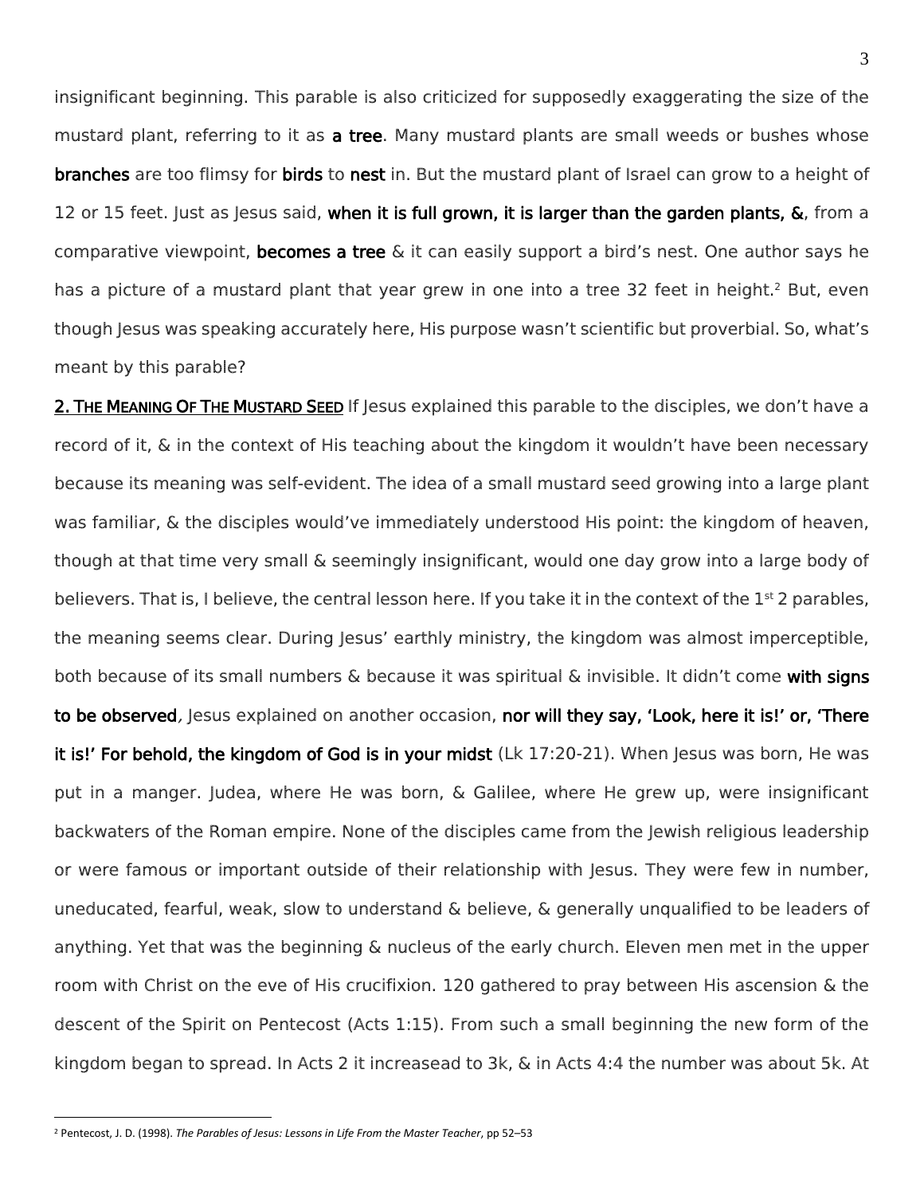insignificant beginning. This parable is also criticized for supposedly exaggerating the size of the mustard plant, referring to it as **a tree**. Many mustard plants are small weeds or bushes whose **branches** are too flimsy for **birds** to **nest** in. But the mustard plant of Israel can grow to a height of 12 or 15 feet. Just as Jesus said, **when it is full grown, it is larger than the garden plants, &**, from a comparative viewpoint, **becomes a tree** & it can easily support a bird's nest. One author says he has a picture of a mustard plant that year grew in one into a tree 32 feet in height.[2] But, even though Jesus was speaking accurately here, His purpose wasn't scientific but proverbial. So, what's meant by this parable?

**2. The Meaning Of The Mustard Seed** If Jesus explained this parable to the disciples, we don't have a record of it, & in the context of His teaching about the kingdom it wouldn't have been necessary because its meaning was self-evident. The idea of a small mustard seed growing into a large plant was familiar, & the disciples would've immediately understood His point: the kingdom of heaven, though at that time very small & seemingly insignificant, would one day grow into a large body of believers. That is, I believe, the central lesson here. If you take it in the context of the 1st 2 parables, the meaning seems clear. During Jesus' earthly ministry, the kingdom was almost imperceptible, both because of its small numbers & because it was spiritual & invisible. It didn't come **with signs to be observed**, Jesus explained on another occasion, **nor will they say, 'Look, here it is!' or, 'There it is!' For behold, the kingdom of God is in your midst** (Lk 17:20-21). When Jesus was born, He was put in a manger. Judea, where He was born, & Galilee, where He grew up, were insignificant backwaters of the Roman empire. None of the disciples came from the Jewish religious leadership or were famous or important outside of their relationship with Jesus. They were few in number, uneducated, fearful, weak, slow to understand & believe, & generally unqualified to be leaders of anything. Yet that was the beginning & nucleus of the early church. Eleven men met in the upper room with Christ on the eve of His crucifixion. 120 gathered to pray between His ascension & the descent of the Spirit on Pentecost (Acts 1:15). From such a small beginning the new form of the kingdom began to spread. In Acts 2 it increasead to 3k, & in Acts 4:4 the number was about 5k. At

[2] Pentecost, J. D. (1998). *The Parables of Jesus: Lessons in Life From the Master Teacher*, pp 52–53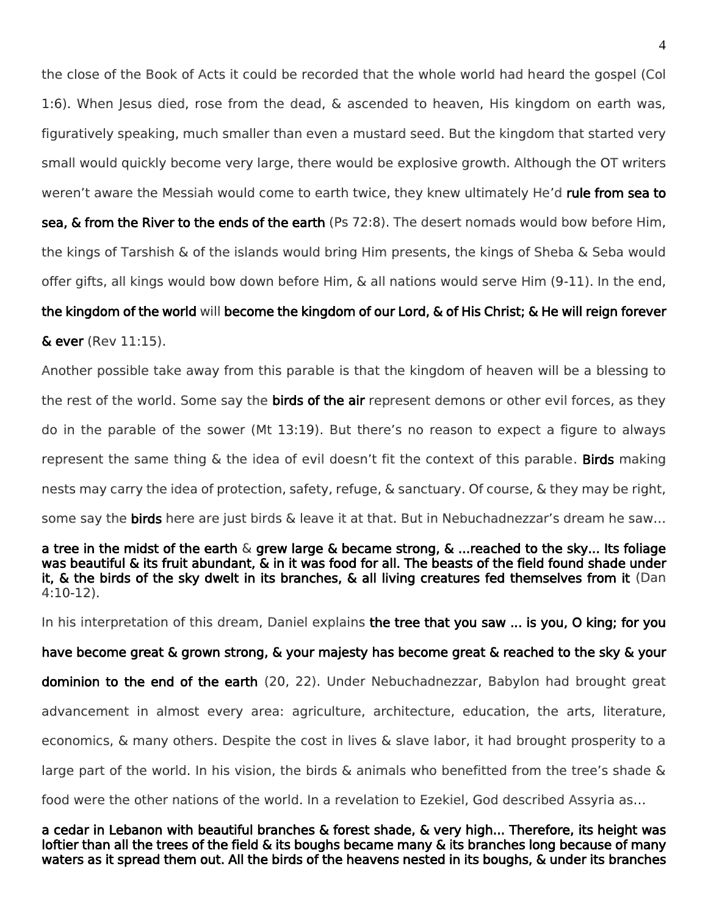the close of the Book of Acts it could be recorded that the whole world had heard the gospel (Col 1:6). When Jesus died, rose from the dead, & ascended to heaven, His kingdom on earth was, figuratively speaking, much smaller than even a mustard seed. But the kingdom that started very small would quickly become very large, there would be explosive growth. Although the OT writers weren't aware the Messiah would come to earth twice, they knew ultimately He'd **rule from sea to sea, & from the River to the ends of the earth** (Ps 72:8). The desert nomads would bow before Him, the kings of Tarshish & of the islands would bring Him presents, the kings of Sheba & Seba would offer gifts, all kings would bow down before Him, & all nations would serve Him (9-11). In the end, **the kingdom of the world** will **become the kingdom of our Lord, & of His Christ; & He will reign forever & ever** (Rev 11:15).

Another possible take away from this parable is that the kingdom of heaven will be a blessing to the rest of the world. Some say the **birds of the air** represent demons or other evil forces, as they do in the parable of the sower (Mt 13:19). But there's no reason to expect a figure to always represent the same thing & the idea of evil doesn't fit the context of this parable. **Birds** making nests may carry the idea of protection, safety, refuge, & sanctuary. Of course, & they may be right, some say the **birds** here are just birds & leave it at that. But in Nebuchadnezzar's dream he saw…

**a tree in the midst of the earth** & **grew large & became strong, & …reached to the sky… Its foliage was beautiful & its fruit abundant, & in it was food for all. The beasts of the field found shade under it, & the birds of the sky dwelt in its branches, & all living creatures fed themselves from it** (Dan 4:10-12).

In his interpretation of this dream, Daniel explains **the tree that you saw … is you, O king; for you have become great & grown strong, & your majesty has become great & reached to the sky & your dominion to the end of the earth** (20, 22). Under Nebuchadnezzar, Babylon had brought great advancement in almost every area: agriculture, architecture, education, the arts, literature, economics, & many others. Despite the cost in lives & slave labor, it had brought prosperity to a large part of the world. In his vision, the birds & animals who benefitted from the tree's shade & food were the other nations of the world. In a revelation to Ezekiel, God described Assyria as…

**a cedar in Lebanon with beautiful branches & forest shade, & very high… Therefore, its height was loftier than all the trees of the field & its boughs became many & its branches long because of many waters as it spread them out. All the birds of the heavens nested in its boughs, & under its branches**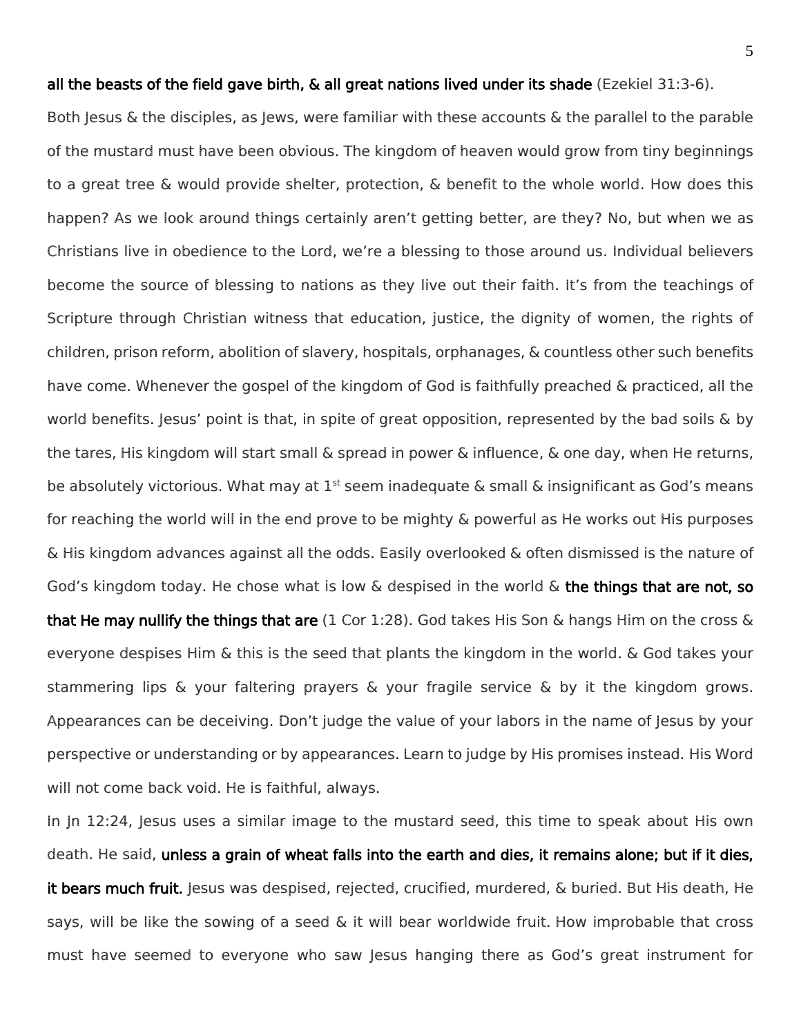**all the beasts of the field gave birth, & all great nations lived under its shade** (Ezekiel 31:3-6).

Both Jesus & the disciples, as Jews, were familiar with these accounts & the parallel to the parable of the mustard must have been obvious. The kingdom of heaven would grow from tiny beginnings to a great tree & would provide shelter, protection, & benefit to the whole world. How does this happen? As we look around things certainly aren't getting better, are they? No, but when we as Christians live in obedience to the Lord, we're a blessing to those around us. Individual believers become the source of blessing to nations as they live out their faith. It's from the teachings of Scripture through Christian witness that education, justice, the dignity of women, the rights of children, prison reform, abolition of slavery, hospitals, orphanages, & countless other such benefits have come. Whenever the gospel of the kingdom of God is faithfully preached & practiced, all the world benefits. Jesus' point is that, in spite of great opposition, represented by the bad soils & by the tares, His kingdom will start small & spread in power & influence, & one day, when He returns, be absolutely victorious. What may at 1st seem inadequate & small & insignificant as God's means for reaching the world will in the end prove to be mighty & powerful as He works out His purposes & His kingdom advances against all the odds. Easily overlooked & often dismissed is the nature of God's kingdom today. He chose what is low & despised in the world & **the things that are not, so that He may nullify the things that are** (1 Cor 1:28). God takes His Son & hangs Him on the cross & everyone despises Him & this is the seed that plants the kingdom in the world. & God takes your stammering lips & your faltering prayers & your fragile service & by it the kingdom grows. Appearances can be deceiving. Don't judge the value of your labors in the name of Jesus by your perspective or understanding or by appearances. Learn to judge by His promises instead. His Word will not come back void. He is faithful, always.

In Jn 12:24, Jesus uses a similar image to the mustard seed, this time to speak about His own death. He said, **unless a grain of wheat falls into the earth and dies, it remains alone; but if it dies, it bears much fruit.** Jesus was despised, rejected, crucified, murdered, & buried. But His death, He says, will be like the sowing of a seed & it will bear worldwide fruit. How improbable that cross must have seemed to everyone who saw Jesus hanging there as God's great instrument for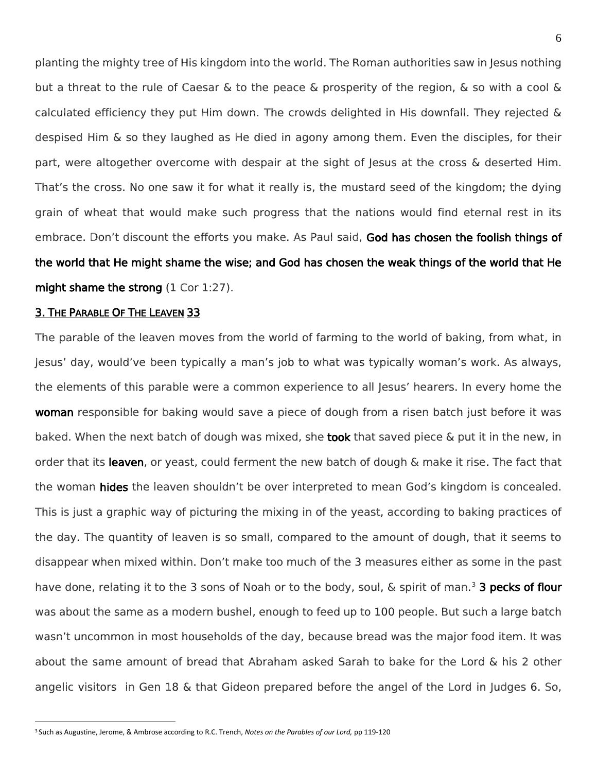planting the mighty tree of His kingdom into the world. The Roman authorities saw in Jesus nothing but a threat to the rule of Caesar & to the peace & prosperity of the region, & so with a cool & calculated efficiency they put Him down. The crowds delighted in His downfall. They rejected & despised Him & so they laughed as He died in agony among them. Even the disciples, for their part, were altogether overcome with despair at the sight of Jesus at the cross & deserted Him. That's the cross. No one saw it for what it really is, the mustard seed of the kingdom; the dying grain of wheat that would make such progress that the nations would find eternal rest in its embrace. Don't discount the efforts you make. As Paul said, **God has chosen the foolish things of the world that He might shame the wise; and God has chosen the weak things of the world that He might shame the strong** (1 Cor 1:27).

### 3. The Parable Of The Leaven 33

The parable of the leaven moves from the world of farming to the world of baking, from what, in Jesus' day, would've been typically a man's job to what was typically woman's work. As always, the elements of this parable were a common experience to all Jesus' hearers. In every home the **woman** responsible for baking would save a piece of dough from a risen batch just before it was baked. When the next batch of dough was mixed, she **took** that saved piece & put it in the new, in order that its **leaven**, or yeast, could ferment the new batch of dough & make it rise. The fact that the woman **hides** the leaven shouldn't be over interpreted to mean God's kingdom is concealed. This is just a graphic way of picturing the mixing in of the yeast, according to baking practices of the day. The quantity of leaven is so small, compared to the amount of dough, that it seems to disappear when mixed within. Don't make too much of the 3 measures either as some in the past have done, relating it to the 3 sons of Noah or to the body, soul, & spirit of man.[3] **3 pecks of flour** was about the same as a modern bushel, enough to feed up to 100 people. But such a large batch wasn't uncommon in most households of the day, because bread was the major food item. It was about the same amount of bread that Abraham asked Sarah to bake for the Lord & his 2 other angelic visitors in Gen 18 & that Gideon prepared before the angel of the Lord in Judges 6. So,

[3] Such as Augustine, Jerome, & Ambrose according to R.C. Trench, *Notes on the Parables of our Lord,* pp 119-120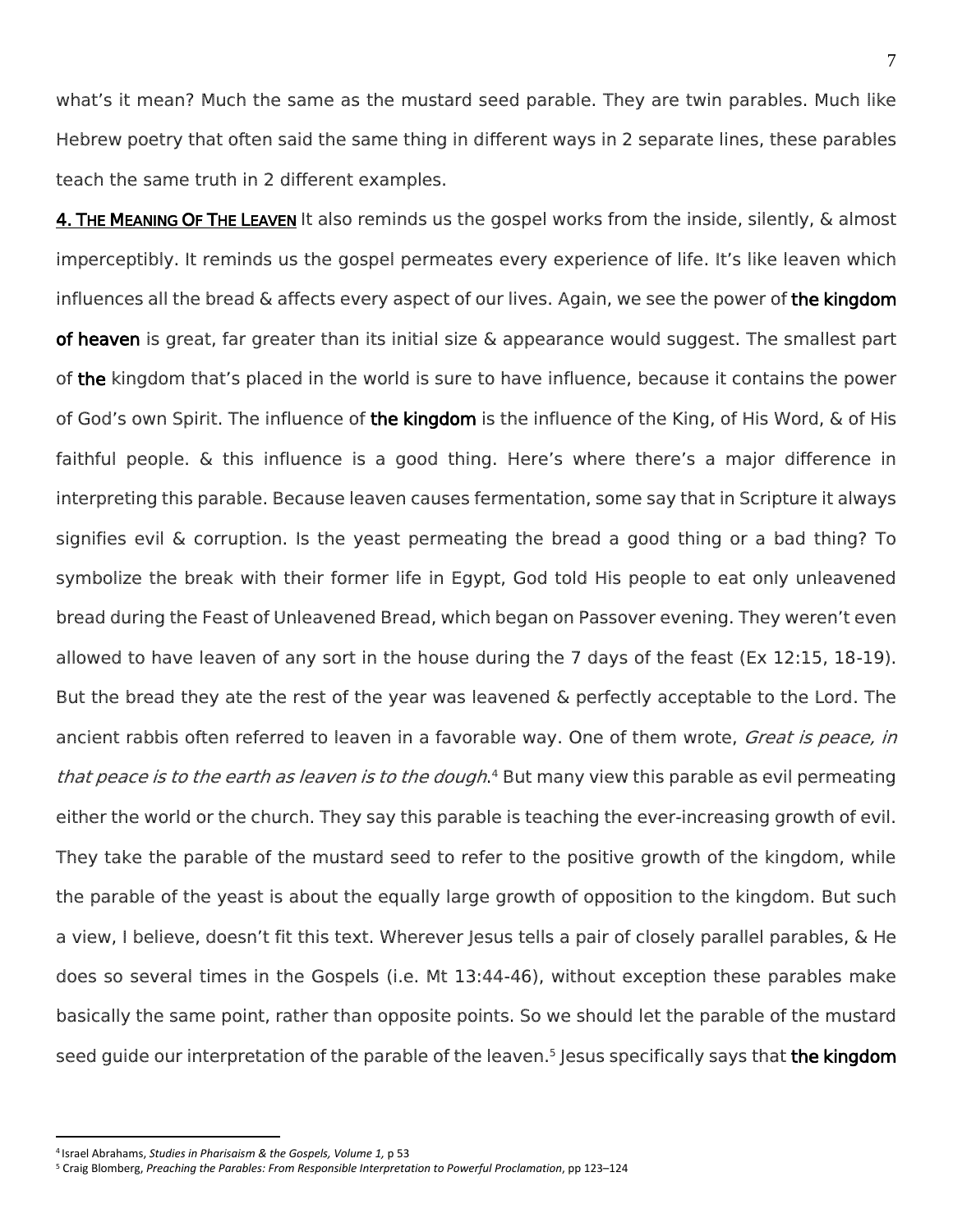what's it mean? Much the same as the mustard seed parable. They are twin parables. Much like Hebrew poetry that often said the same thing in different ways in 2 separate lines, these parables teach the same truth in 2 different examples.

**4. The Meaning Of The Leaven** It also reminds us the gospel works from the inside, silently, & almost imperceptibly. It reminds us the gospel permeates every experience of life. It's like leaven which influences all the bread & affects every aspect of our lives. Again, we see the power of **the kingdom of heaven** is great, far greater than its initial size & appearance would suggest. The smallest part of **the** kingdom that's placed in the world is sure to have influence, because it contains the power of God's own Spirit. The influence of **the kingdom** is the influence of the King, of His Word, & of His faithful people. & this influence is a good thing. Here's where there's a major difference in interpreting this parable. Because leaven causes fermentation, some say that in Scripture it always signifies evil & corruption. Is the yeast permeating the bread a good thing or a bad thing? To symbolize the break with their former life in Egypt, God told His people to eat only unleavened bread during the Feast of Unleavened Bread, which began on Passover evening. They weren't even allowed to have leaven of any sort in the house during the 7 days of the feast (Ex 12:15, 18-19). But the bread they ate the rest of the year was leavened & perfectly acceptable to the Lord. The ancient rabbis often referred to leaven in a favorable way. One of them wrote, *Great is peace, in that peace is to the earth as leaven is to the dough*.[4] But many view this parable as evil permeating either the world or the church. They say this parable is teaching the ever-increasing growth of evil. They take the parable of the mustard seed to refer to the positive growth of the kingdom, while the parable of the yeast is about the equally large growth of opposition to the kingdom. But such a view, I believe, doesn't fit this text. Wherever Jesus tells a pair of closely parallel parables, & He does so several times in the Gospels (i.e. Mt 13:44-46), without exception these parables make basically the same point, rather than opposite points. So we should let the parable of the mustard seed guide our interpretation of the parable of the leaven.[5] Jesus specifically says that **the kingdom**

---

[4] Israel Abrahams, *Studies in Pharisaism & the Gospels, Volume 1,* p 53

[5] Craig Blomberg, *Preaching the Parables: From Responsible Interpretation to Powerful Proclamation*, pp 123–124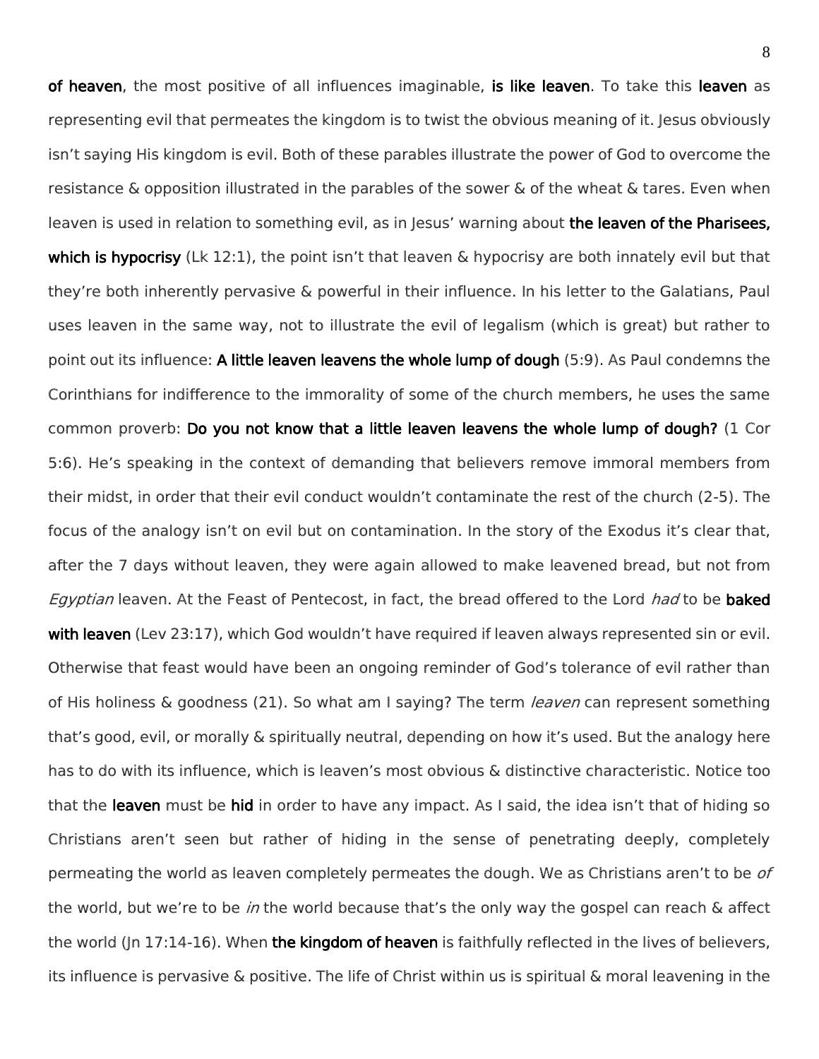**of heaven**, the most positive of all influences imaginable, **is like leaven**. To take this **leaven** as representing evil that permeates the kingdom is to twist the obvious meaning of it. Jesus obviously isn't saying His kingdom is evil. Both of these parables illustrate the power of God to overcome the resistance & opposition illustrated in the parables of the sower & of the wheat & tares. Even when leaven is used in relation to something evil, as in Jesus' warning about **the leaven of the Pharisees, which is hypocrisy** (Lk 12:1), the point isn't that leaven & hypocrisy are both innately evil but that they're both inherently pervasive & powerful in their influence. In his letter to the Galatians, Paul uses leaven in the same way, not to illustrate the evil of legalism (which is great) but rather to point out its influence: **A little leaven leavens the whole lump of dough** (5:9). As Paul condemns the Corinthians for indifference to the immorality of some of the church members, he uses the same common proverb: **Do you not know that a little leaven leavens the whole lump of dough?** (1 Cor 5:6). He's speaking in the context of demanding that believers remove immoral members from their midst, in order that their evil conduct wouldn't contaminate the rest of the church (2-5). The focus of the analogy isn't on evil but on contamination. In the story of the Exodus it's clear that, after the 7 days without leaven, they were again allowed to make leavened bread, but not from *Egyptian* leaven. At the Feast of Pentecost, in fact, the bread offered to the Lord *had* to be **baked with leaven** (Lev 23:17), which God wouldn't have required if leaven always represented sin or evil. Otherwise that feast would have been an ongoing reminder of God's tolerance of evil rather than of His holiness & goodness (21). So what am I saying? The term *leaven* can represent something that's good, evil, or morally & spiritually neutral, depending on how it's used. But the analogy here has to do with its influence, which is leaven's most obvious & distinctive characteristic. Notice too that the **leaven** must be **hid** in order to have any impact. As I said, the idea isn't that of hiding so Christians aren't seen but rather of hiding in the sense of penetrating deeply, completely permeating the world as leaven completely permeates the dough. We as Christians aren't to be *of* the world, but we're to be *in* the world because that's the only way the gospel can reach & affect the world (Jn 17:14-16). When **the kingdom of heaven** is faithfully reflected in the lives of believers, its influence is pervasive & positive. The life of Christ within us is spiritual & moral leavening in the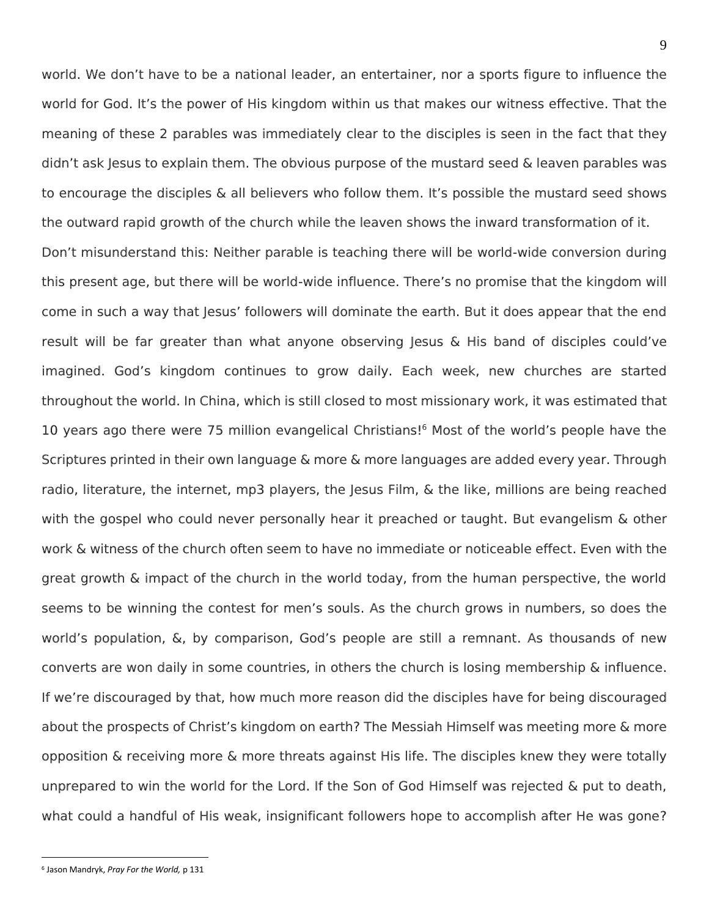world. We don't have to be a national leader, an entertainer, nor a sports figure to influence the world for God. It's the power of His kingdom within us that makes our witness effective. That the meaning of these 2 parables was immediately clear to the disciples is seen in the fact that they didn't ask Jesus to explain them. The obvious purpose of the mustard seed & leaven parables was to encourage the disciples & all believers who follow them. It's possible the mustard seed shows the outward rapid growth of the church while the leaven shows the inward transformation of it.

Don't misunderstand this: Neither parable is teaching there will be world-wide conversion during this present age, but there will be world-wide influence. There's no promise that the kingdom will come in such a way that Jesus' followers will dominate the earth. But it does appear that the end result will be far greater than what anyone observing Jesus & His band of disciples could've imagined. God's kingdom continues to grow daily. Each week, new churches are started throughout the world. In China, which is still closed to most missionary work, it was estimated that 10 years ago there were 75 million evangelical Christians![6] Most of the world's people have the Scriptures printed in their own language & more & more languages are added every year. Through radio, literature, the internet, mp3 players, the Jesus Film, & the like, millions are being reached with the gospel who could never personally hear it preached or taught. But evangelism & other work & witness of the church often seem to have no immediate or noticeable effect. Even with the great growth & impact of the church in the world today, from the human perspective, the world seems to be winning the contest for men's souls. As the church grows in numbers, so does the world's population, &, by comparison, God's people are still a remnant. As thousands of new converts are won daily in some countries, in others the church is losing membership & influence. If we're discouraged by that, how much more reason did the disciples have for being discouraged about the prospects of Christ's kingdom on earth? The Messiah Himself was meeting more & more opposition & receiving more & more threats against His life. The disciples knew they were totally unprepared to win the world for the Lord. If the Son of God Himself was rejected & put to death, what could a handful of His weak, insignificant followers hope to accomplish after He was gone?

---

[6] Jason Mandryk, *Pray For the World,* p 131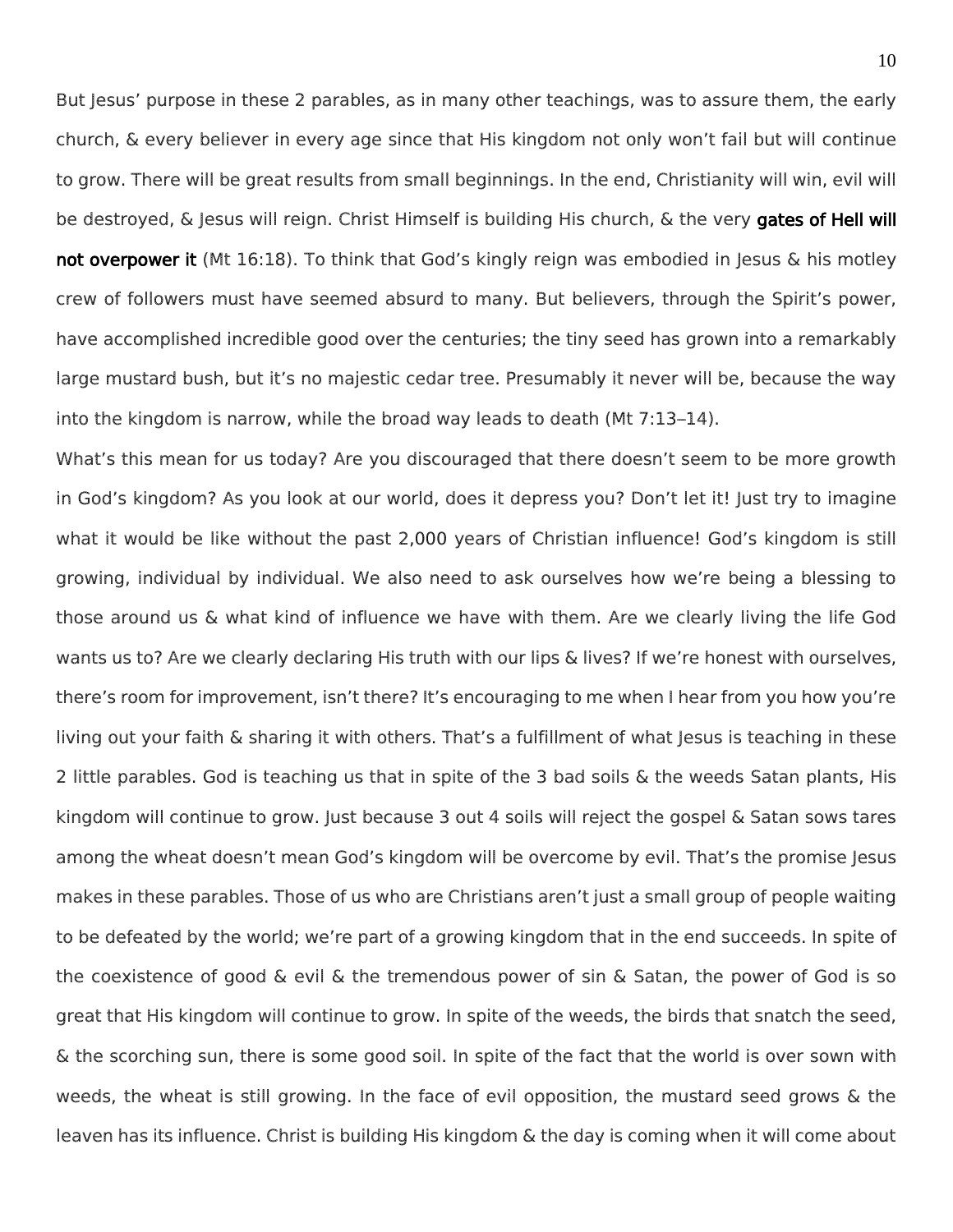But Jesus' purpose in these 2 parables, as in many other teachings, was to assure them, the early church, & every believer in every age since that His kingdom not only won't fail but will continue to grow. There will be great results from small beginnings. In the end, Christianity will win, evil will be destroyed, & Jesus will reign. Christ Himself is building His church, & the very **gates of Hell will not overpower it** (Mt 16:18). To think that God's kingly reign was embodied in Jesus & his motley crew of followers must have seemed absurd to many. But believers, through the Spirit's power, have accomplished incredible good over the centuries; the tiny seed has grown into a remarkably large mustard bush, but it's no majestic cedar tree. Presumably it never will be, because the way into the kingdom is narrow, while the broad way leads to death (Mt 7:13–14).

What's this mean for us today? Are you discouraged that there doesn't seem to be more growth in God's kingdom? As you look at our world, does it depress you? Don't let it! Just try to imagine what it would be like without the past 2,000 years of Christian influence! God's kingdom is still growing, individual by individual. We also need to ask ourselves how we're being a blessing to those around us & what kind of influence we have with them. Are we clearly living the life God wants us to? Are we clearly declaring His truth with our lips & lives? If we're honest with ourselves, there's room for improvement, isn't there? It's encouraging to me when I hear from you how you're living out your faith & sharing it with others. That's a fulfillment of what Jesus is teaching in these 2 little parables. God is teaching us that in spite of the 3 bad soils & the weeds Satan plants, His kingdom will continue to grow. Just because 3 out 4 soils will reject the gospel & Satan sows tares among the wheat doesn't mean God's kingdom will be overcome by evil. That's the promise Jesus makes in these parables. Those of us who are Christians aren't just a small group of people waiting to be defeated by the world; we're part of a growing kingdom that in the end succeeds. In spite of the coexistence of good & evil & the tremendous power of sin & Satan, the power of God is so great that His kingdom will continue to grow. In spite of the weeds, the birds that snatch the seed, & the scorching sun, there is some good soil. In spite of the fact that the world is over sown with weeds, the wheat is still growing. In the face of evil opposition, the mustard seed grows & the leaven has its influence. Christ is building His kingdom & the day is coming when it will come about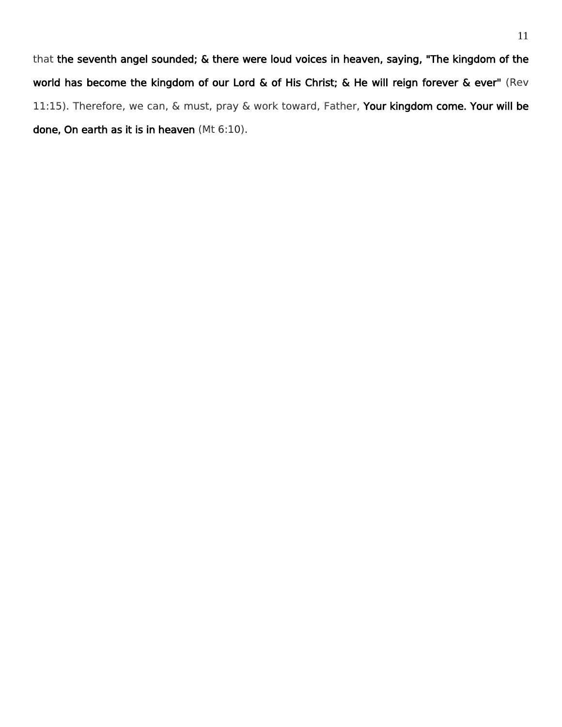that **the seventh angel sounded; & there were loud voices in heaven, saying, "The kingdom of the world has become the kingdom of our Lord & of His Christ; & He will reign forever & ever"** (Rev 11:15). Therefore, we can, & must, pray & work toward, Father, **Your kingdom come. Your will be done, On earth as it is in heaven** (Mt 6:10).